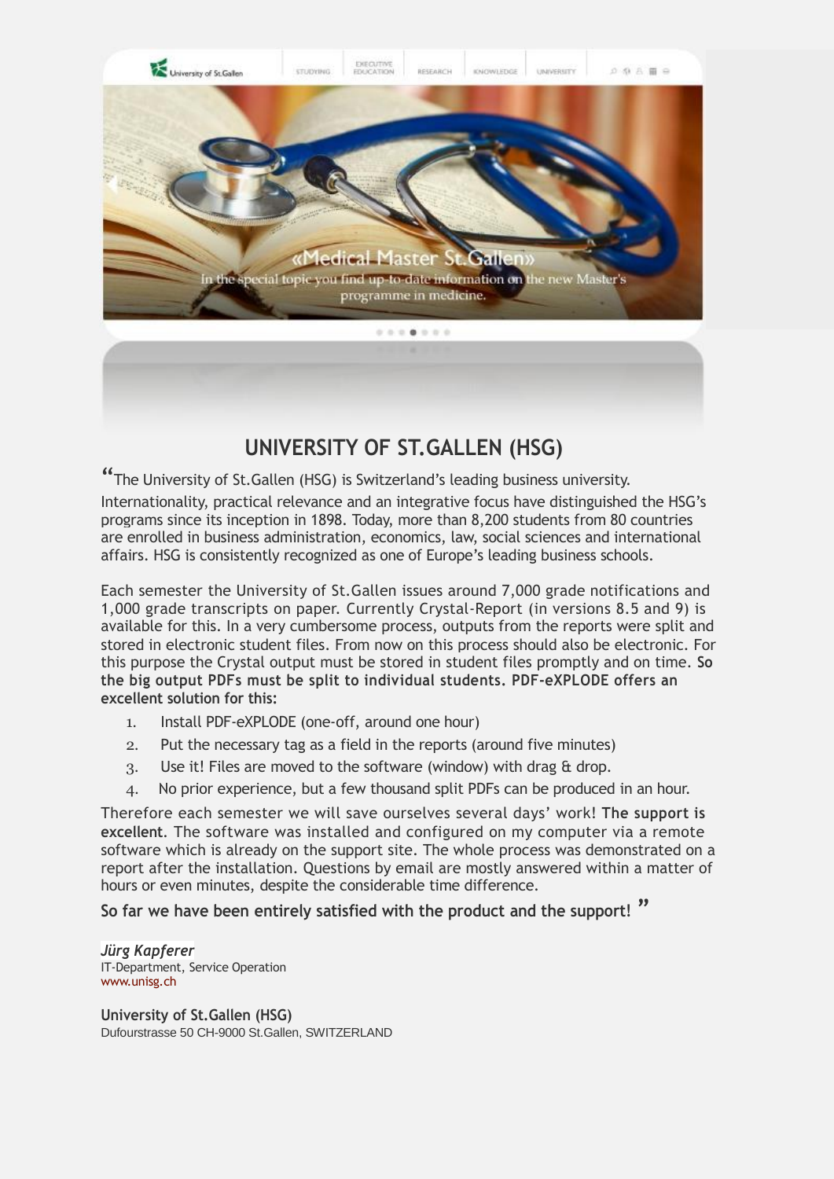# UNIVERSITY OF ST.GALLEN (HSG)

"The University of St.Gallen (HSG) is Switzerland's leading business university. Internationality, practical relevance and an integrative focus have distinguished the HSG's programs since its inception in 1898. Today, more than 8,200 students from 80 countries are enrolled in business administration, economics, law, social sciences and international affairs. HSG is consistently recognized as one of Europe's leading business schools.

Each semester the University of St.Gallen issues around 7,000 grade notifications and 1,000 grade transcripts on paper. Currently Crystal-Report (in versions 8.5 and 9) is available for this. In a very cumbersome process, outputs from the reports were split and stored in electronic student files. From now on this process should also be electronic. For this purpose the Crystal output must be stored in student files promptly and on time. **So the big output PDFs must be split to individual students. PDF-eXPLODE offers an excellent solution for this:**

1. Install PDF-eXPLODE (one-off, around one hour)
2. Put the necessary tag as a field in the reports (around five minutes)
3. Use it! Files are moved to the software (window) with drag & drop.
4. No prior experience, but a few thousand split PDFs can be produced in an hour.

Therefore each semester we will save ourselves several days' work! **The support is excellent**. The software was installed and configured on my computer via a remote software which is already on the support site. The whole process was demonstrated on a report after the installation. Questions by email are mostly answered within a matter of hours or even minutes, despite the considerable time difference.

**So far we have been entirely satisfied with the product and the support!** "

***Jürg Kapferer***
IT-Department, Service Operation
www.unisg.ch

**University of St.Gallen (HSG)**
Dufourstrasse 50 CH-9000 St.Gallen, SWITZERLAND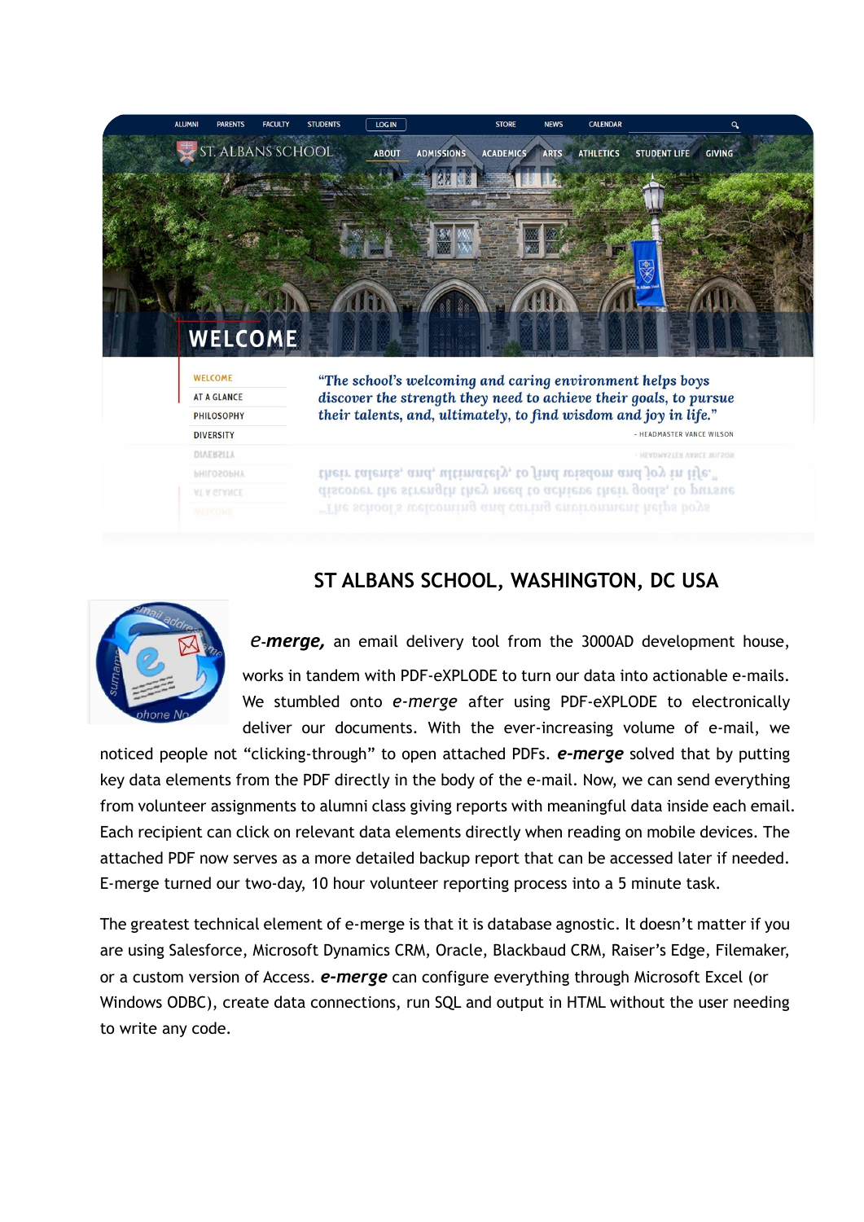## ST ALBANS SCHOOL, WASHINGTON, DC USA

***e-merge,*** an email delivery tool from the 3000AD development house, works in tandem with PDF-eXPLODE to turn our data into actionable e-mails. We stumbled onto *e-merge* after using PDF-eXPLODE to electronically deliver our documents. With the ever-increasing volume of e-mail, we noticed people not "clicking-through" to open attached PDFs. ***e-merge*** solved that by putting key data elements from the PDF directly in the body of the e-mail. Now, we can send everything from volunteer assignments to alumni class giving reports with meaningful data inside each email. Each recipient can click on relevant data elements directly when reading on mobile devices. The attached PDF now serves as a more detailed backup report that can be accessed later if needed. E-merge turned our two-day, 10 hour volunteer reporting process into a 5 minute task.

The greatest technical element of e-merge is that it is database agnostic. It doesn't matter if you are using Salesforce, Microsoft Dynamics CRM, Oracle, Blackbaud CRM, Raiser's Edge, Filemaker, or a custom version of Access. ***e-merge*** can configure everything through Microsoft Excel (or Windows ODBC), create data connections, run SQL and output in HTML without the user needing to write any code.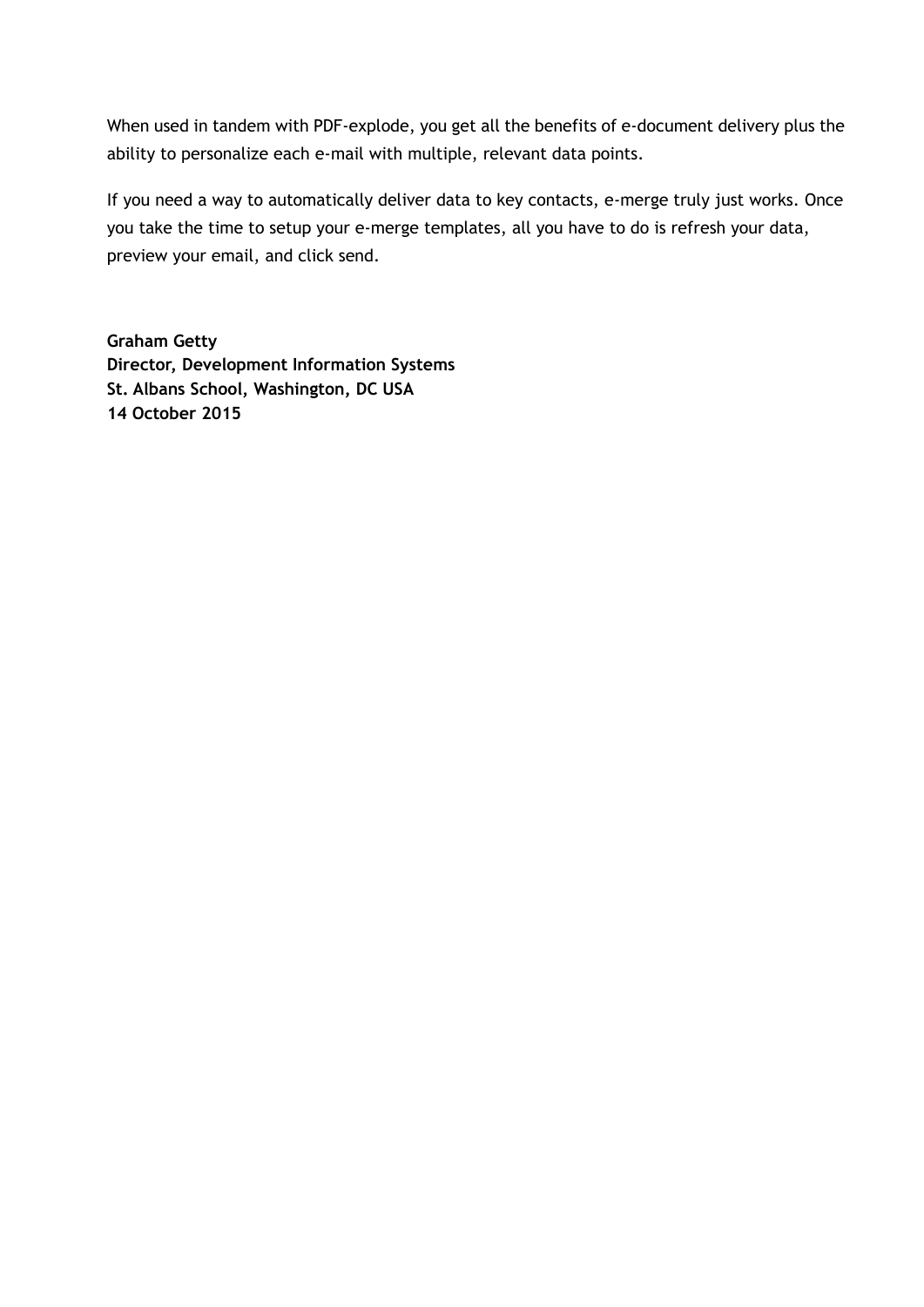When used in tandem with PDF-explode, you get all the benefits of e-document delivery plus the ability to personalize each e-mail with multiple, relevant data points.

If you need a way to automatically deliver data to key contacts, e-merge truly just works. Once you take the time to setup your e-merge templates, all you have to do is refresh your data, preview your email, and click send.

**Graham Getty**
**Director, Development Information Systems**
**St. Albans School, Washington, DC USA**
**14 October 2015**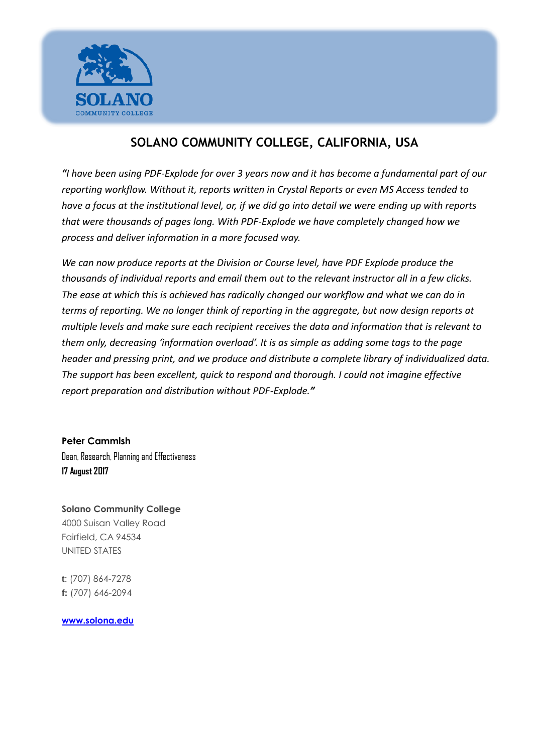## SOLANO COMMUNITY COLLEGE, CALIFORNIA, USA

*"I have been using PDF-Explode for over 3 years now and it has become a fundamental part of our reporting workflow. Without it, reports written in Crystal Reports or even MS Access tended to have a focus at the institutional level, or, if we did go into detail we were ending up with reports that were thousands of pages long. With PDF-Explode we have completely changed how we process and deliver information in a more focused way.*

*We can now produce reports at the Division or Course level, have PDF Explode produce the thousands of individual reports and email them out to the relevant instructor all in a few clicks. The ease at which this is achieved has radically changed our workflow and what we can do in terms of reporting. We no longer think of reporting in the aggregate, but now design reports at multiple levels and make sure each recipient receives the data and information that is relevant to them only, decreasing 'information overload'. It is as simple as adding some tags to the page header and pressing print, and we produce and distribute a complete library of individualized data. The support has been excellent, quick to respond and thorough. I could not imagine effective report preparation and distribution without PDF-Explode."*

**Peter Cammish**
Dean, Research, Planning and Effectiveness
**17 August 2017**

**Solano Community College**
4000 Suisan Valley Road
Fairfield, CA 94534
UNITED STATES

**t**: (707) 864-7278
**f:** (707) 646-2094

**www.solona.edu**